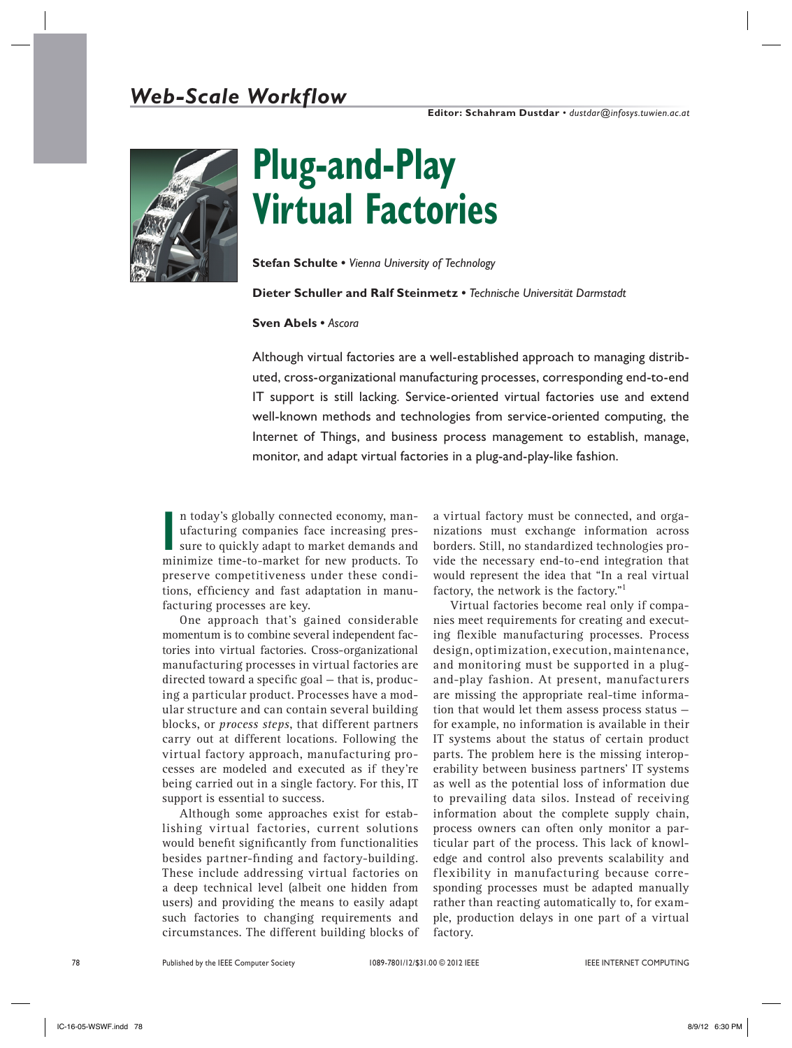Web-Scale Workflow

Editor: Schahram Dustdar • dustdar@infosys.tuwien.ac.at

# Plug-and-Play Virtual Factories

**Stefan Schulte** • *Vienna University of Technology*

**Dieter Schuller and Ralf Steinmetz** • *Technische Universität Darmstadt*

**Sven Abels** • *Ascora*

Although virtual factories are a well-established approach to managing distributed, cross-organizational manufacturing processes, corresponding end-to-end IT support is still lacking. Service-oriented virtual factories use and extend well-known methods and technologies from service-oriented computing, the Internet of Things, and business process management to establish, manage, monitor, and adapt virtual factories in a plug-and-play-like fashion.

In today's globally connected economy, manufacturing companies face increasing pressure to quickly adapt to market demands and minimize time-to-market for new products. To preserve competitiveness under these conditions, efficiency and fast adaptation in manufacturing processes are key.

One approach that's gained considerable momentum is to combine several independent factories into virtual factories. Cross-organizational manufacturing processes in virtual factories are directed toward a specific goal — that is, producing a particular product. Processes have a modular structure and can contain several building blocks, or *process steps*, that different partners carry out at different locations. Following the virtual factory approach, manufacturing processes are modeled and executed as if they're being carried out in a single factory. For this, IT support is essential to success.

Although some approaches exist for establishing virtual factories, current solutions would benefit significantly from functionalities besides partner-finding and factory-building. These include addressing virtual factories on a deep technical level (albeit one hidden from users) and providing the means to easily adapt such factories to changing requirements and circumstances. The different building blocks of a virtual factory must be connected, and organizations must exchange information across borders. Still, no standardized technologies provide the necessary end-to-end integration that would represent the idea that "In a real virtual factory, the network is the factory."[1]

Virtual factories become real only if companies meet requirements for creating and executing flexible manufacturing processes. Process design, optimization, execution, maintenance, and monitoring must be supported in a plug-and-play fashion. At present, manufacturers are missing the appropriate real-time information that would let them assess process status — for example, no information is available in their IT systems about the status of certain product parts. The problem here is the missing interoperability between business partners' IT systems as well as the potential loss of information due to prevailing data silos. Instead of receiving information about the complete supply chain, process owners can often only monitor a particular part of the process. This lack of knowledge and control also prevents scalability and flexibility in manufacturing because corresponding processes must be adapted manually rather than reacting automatically to, for example, production delays in one part of a virtual factory.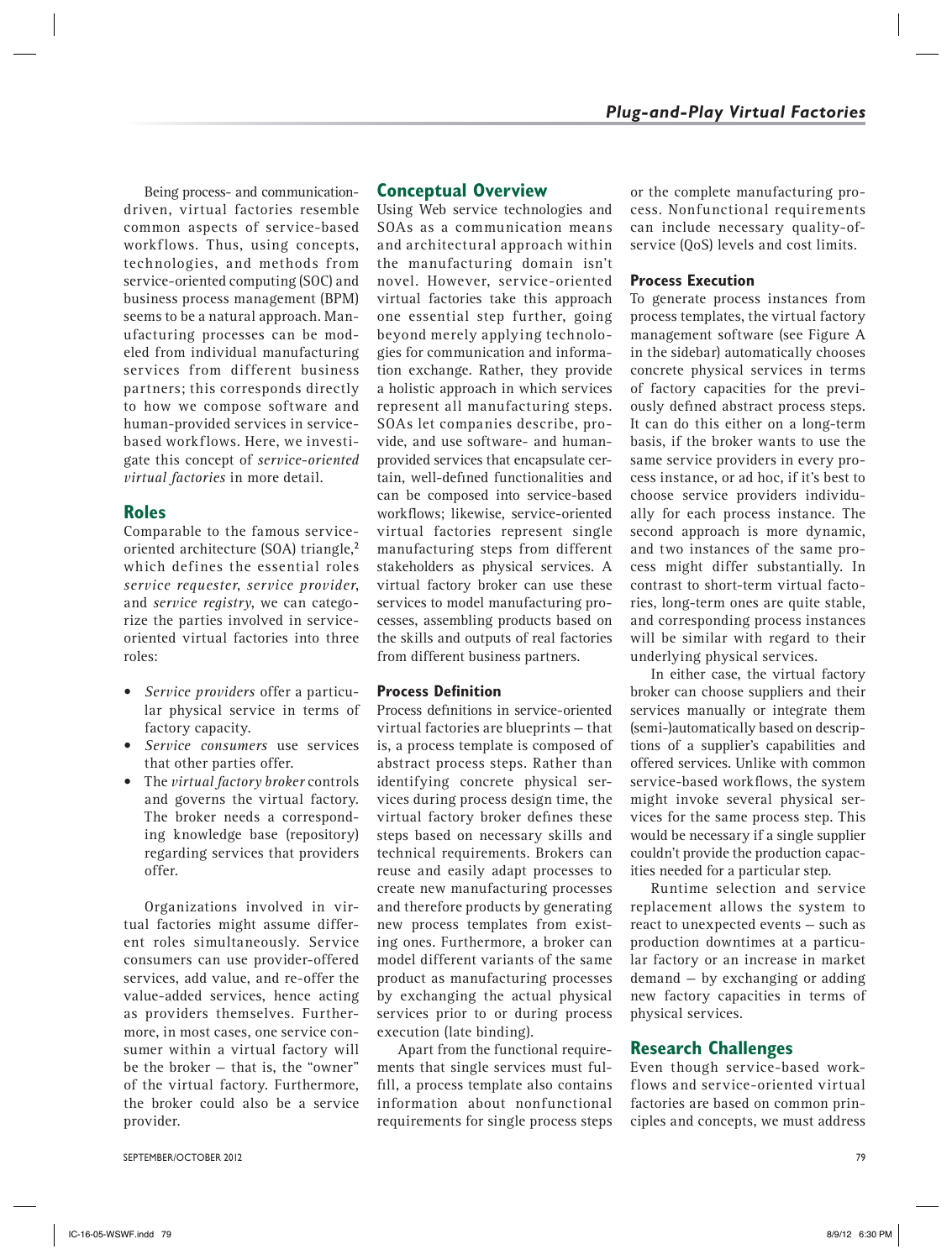Being process- and communication-driven, virtual factories resemble common aspects of service-based workflows. Thus, using concepts, technologies, and methods from service-oriented computing (SOC) and business process management (BPM) seems to be a natural approach. Manufacturing processes can be modeled from individual manufacturing services from different business partners; this corresponds directly to how we compose software and human-provided services in service-based workflows. Here, we investigate this concept of *service-oriented virtual factories* in more detail.

## Roles

Comparable to the famous service-oriented architecture (SOA) triangle,[2] which defines the essential roles *service requester*, *service provider*, and *service registry*, we can categorize the parties involved in service-oriented virtual factories into three roles:

- *Service providers* offer a particular physical service in terms of factory capacity.
- *Service consumers* use services that other parties offer.
- The *virtual factory broker* controls and governs the virtual factory. The broker needs a corresponding knowledge base (repository) regarding services that providers offer.

Organizations involved in virtual factories might assume different roles simultaneously. Service consumers can use provider-offered services, add value, and re-offer the value-added services, hence acting as providers themselves. Furthermore, in most cases, one service consumer within a virtual factory will be the broker — that is, the "owner" of the virtual factory. Furthermore, the broker could also be a service provider.

## Conceptual Overview

Using Web service technologies and SOAs as a communication means and architectural approach within the manufacturing domain isn't novel. However, service-oriented virtual factories take this approach one essential step further, going beyond merely applying technologies for communication and information exchange. Rather, they provide a holistic approach in which services represent all manufacturing steps. SOAs let companies describe, provide, and use software- and human-provided services that encapsulate certain, well-defined functionalities and can be composed into service-based workflows; likewise, service-oriented virtual factories represent single manufacturing steps from different stakeholders as physical services. A virtual factory broker can use these services to model manufacturing processes, assembling products based on the skills and outputs of real factories from different business partners.

### Process Definition

Process definitions in service-oriented virtual factories are blueprints — that is, a process template is composed of abstract process steps. Rather than identifying concrete physical services during process design time, the virtual factory broker defines these steps based on necessary skills and technical requirements. Brokers can reuse and easily adapt processes to create new manufacturing processes and therefore products by generating new process templates from existing ones. Furthermore, a broker can model different variants of the same product as manufacturing processes by exchanging the actual physical services prior to or during process execution (late binding).

Apart from the functional requirements that single services must fulfill, a process template also contains information about nonfunctional requirements for single process steps or the complete manufacturing process. Nonfunctional requirements can include necessary quality-of-service (QoS) levels and cost limits.

### Process Execution

To generate process instances from process templates, the virtual factory management software (see Figure A in the sidebar) automatically chooses concrete physical services in terms of factory capacities for the previously defined abstract process steps. It can do this either on a long-term basis, if the broker wants to use the same service providers in every process instance, or ad hoc, if it's best to choose service providers individually for each process instance. The second approach is more dynamic, and two instances of the same process might differ substantially. In contrast to short-term virtual factories, long-term ones are quite stable, and corresponding process instances will be similar with regard to their underlying physical services.

In either case, the virtual factory broker can choose suppliers and their services manually or integrate them (semi-)automatically based on descriptions of a supplier's capabilities and offered services. Unlike with common service-based workflows, the system might invoke several physical services for the same process step. This would be necessary if a single supplier couldn't provide the production capacities needed for a particular step.

Runtime selection and service replacement allows the system to react to unexpected events — such as production downtimes at a particular factory or an increase in market demand — by exchanging or adding new factory capacities in terms of physical services.

## Research Challenges

Even though service-based workflows and service-oriented virtual factories are based on common principles and concepts, we must address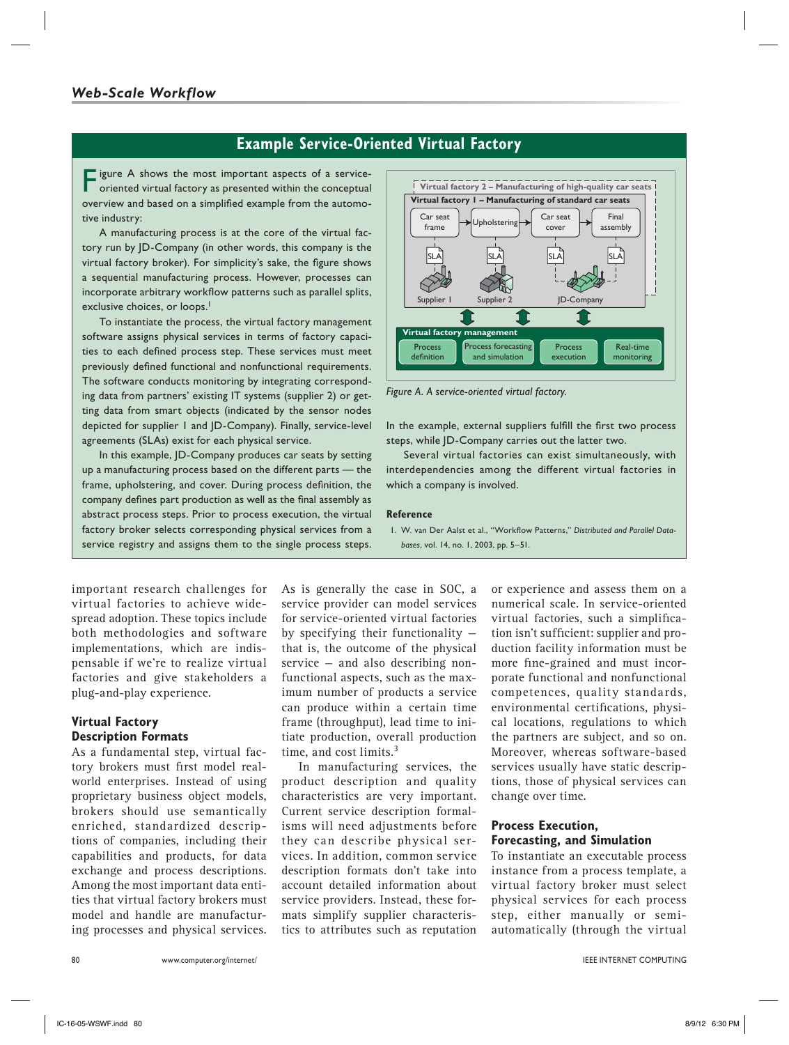## Example Service-Oriented Virtual Factory

Figure A shows the most important aspects of a service-oriented virtual factory as presented within the conceptual overview and based on a simplified example from the automotive industry:

A manufacturing process is at the core of the virtual factory run by JD-Company (in other words, this company is the virtual factory broker). For simplicity's sake, the figure shows a sequential manufacturing process. However, processes can incorporate arbitrary workflow patterns such as parallel splits, exclusive choices, or loops.[1]

To instantiate the process, the virtual factory management software assigns physical services in terms of factory capacities to each defined process step. These services must meet previously defined functional and nonfunctional requirements. The software conducts monitoring by integrating corresponding data from partners' existing IT systems (supplier 2) or getting data from smart objects (indicated by the sensor nodes depicted for supplier 1 and JD-Company). Finally, service-level agreements (SLAs) exist for each physical service.

In this example, JD-Company produces car seats by setting up a manufacturing process based on the different parts — the frame, upholstering, and cover. During process definition, the company defines part production as well as the final assembly as abstract process steps. Prior to process execution, the virtual factory broker selects corresponding physical services from a service registry and assigns them to the single process steps.

*Figure A. A service-oriented virtual factory.*

In the example, external suppliers fulfill the first two process steps, while JD-Company carries out the latter two.

Several virtual factories can exist simultaneously, with interdependencies among the different virtual factories in which a company is involved.

**Reference**

1. W. van Der Aalst et al., "Workflow Patterns," *Distributed and Parallel Databases*, vol. 14, no. 1, 2003, pp. 5–51.

---

important research challenges for virtual factories to achieve widespread adoption. These topics include both methodologies and software implementations, which are indispensable if we're to realize virtual factories and give stakeholders a plug-and-play experience.

### Virtual Factory Description Formats

As a fundamental step, virtual factory brokers must first model real-world enterprises. Instead of using proprietary business object models, brokers should use semantically enriched, standardized descriptions of companies, including their capabilities and products, for data exchange and process descriptions. Among the most important data entities that virtual factory brokers must model and handle are manufacturing processes and physical services.

As is generally the case in SOC, a service provider can model services for service-oriented virtual factories by specifying their functionality — that is, the outcome of the physical service — and also describing nonfunctional aspects, such as the maximum number of products a service can produce within a certain time frame (throughput), lead time to initiate production, overall production time, and cost limits.[3]

In manufacturing services, the product description and quality characteristics are very important. Current service description formalisms will need adjustments before they can describe physical services. In addition, common service description formats don't take into account detailed information about service providers. Instead, these formats simplify supplier characteristics to attributes such as reputation or experience and assess them on a numerical scale. In service-oriented virtual factories, such a simplification isn't sufficient: supplier and production facility information must be more fine-grained and must incorporate functional and nonfunctional competences, quality standards, environmental certifications, physical locations, regulations to which the partners are subject, and so on. Moreover, whereas software-based services usually have static descriptions, those of physical services can change over time.

### Process Execution, Forecasting, and Simulation

To instantiate an executable process instance from a process template, a virtual factory broker must select physical services for each process step, either manually or semi-automatically (through the virtual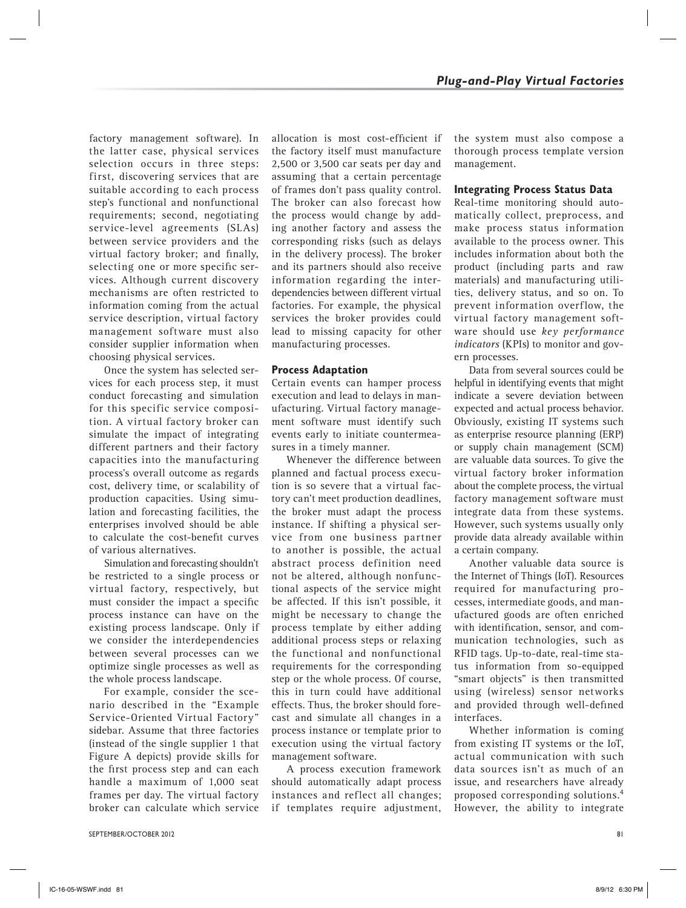factory management software). In the latter case, physical services selection occurs in three steps: first, discovering services that are suitable according to each process step's functional and nonfunctional requirements; second, negotiating service-level agreements (SLAs) between service providers and the virtual factory broker; and finally, selecting one or more specific services. Although current discovery mechanisms are often restricted to information coming from the actual service description, virtual factory management software must also consider supplier information when choosing physical services.

Once the system has selected services for each process step, it must conduct forecasting and simulation for this specific service composition. A virtual factory broker can simulate the impact of integrating different partners and their factory capacities into the manufacturing process's overall outcome as regards cost, delivery time, or scalability of production capacities. Using simulation and forecasting facilities, the enterprises involved should be able to calculate the cost-benefit curves of various alternatives.

Simulation and forecasting shouldn't be restricted to a single process or virtual factory, respectively, but must consider the impact a specific process instance can have on the existing process landscape. Only if we consider the interdependencies between several processes can we optimize single processes as well as the whole process landscape.

For example, consider the scenario described in the "Example Service-Oriented Virtual Factory" sidebar. Assume that three factories (instead of the single supplier 1 that Figure A depicts) provide skills for the first process step and can each handle a maximum of 1,000 seat frames per day. The virtual factory broker can calculate which service allocation is most cost-efficient if the factory itself must manufacture 2,500 or 3,500 car seats per day and assuming that a certain percentage of frames don't pass quality control. The broker can also forecast how the process would change by adding another factory and assess the corresponding risks (such as delays in the delivery process). The broker and its partners should also receive information regarding the interdependencies between different virtual factories. For example, the physical services the broker provides could lead to missing capacity for other manufacturing processes.

### Process Adaptation

Certain events can hamper process execution and lead to delays in manufacturing. Virtual factory management software must identify such events early to initiate countermeasures in a timely manner.

Whenever the difference between planned and factual process execution is so severe that a virtual factory can't meet production deadlines, the broker must adapt the process instance. If shifting a physical service from one business partner to another is possible, the actual abstract process definition need not be altered, although nonfunctional aspects of the service might be affected. If this isn't possible, it might be necessary to change the process template by either adding additional process steps or relaxing the functional and nonfunctional requirements for the corresponding step or the whole process. Of course, this in turn could have additional effects. Thus, the broker should forecast and simulate all changes in a process instance or template prior to execution using the virtual factory management software.

A process execution framework should automatically adapt process instances and reflect all changes; if templates require adjustment, the system must also compose a thorough process template version management.

### Integrating Process Status Data

Real-time monitoring should automatically collect, preprocess, and make process status information available to the process owner. This includes information about both the product (including parts and raw materials) and manufacturing utilities, delivery status, and so on. To prevent information overflow, the virtual factory management software should use *key performance indicators* (KPIs) to monitor and govern processes.

Data from several sources could be helpful in identifying events that might indicate a severe deviation between expected and actual process behavior. Obviously, existing IT systems such as enterprise resource planning (ERP) or supply chain management (SCM) are valuable data sources. To give the virtual factory broker information about the complete process, the virtual factory management software must integrate data from these systems. However, such systems usually only provide data already available within a certain company.

Another valuable data source is the Internet of Things (IoT). Resources required for manufacturing processes, intermediate goods, and manufactured goods are often enriched with identification, sensor, and communication technologies, such as RFID tags. Up-to-date, real-time status information from so-equipped "smart objects" is then transmitted using (wireless) sensor networks and provided through well-defined interfaces.

Whether information is coming from existing IT systems or the IoT, actual communication with such data sources isn't as much of an issue, and researchers have already proposed corresponding solutions.[4] However, the ability to integrate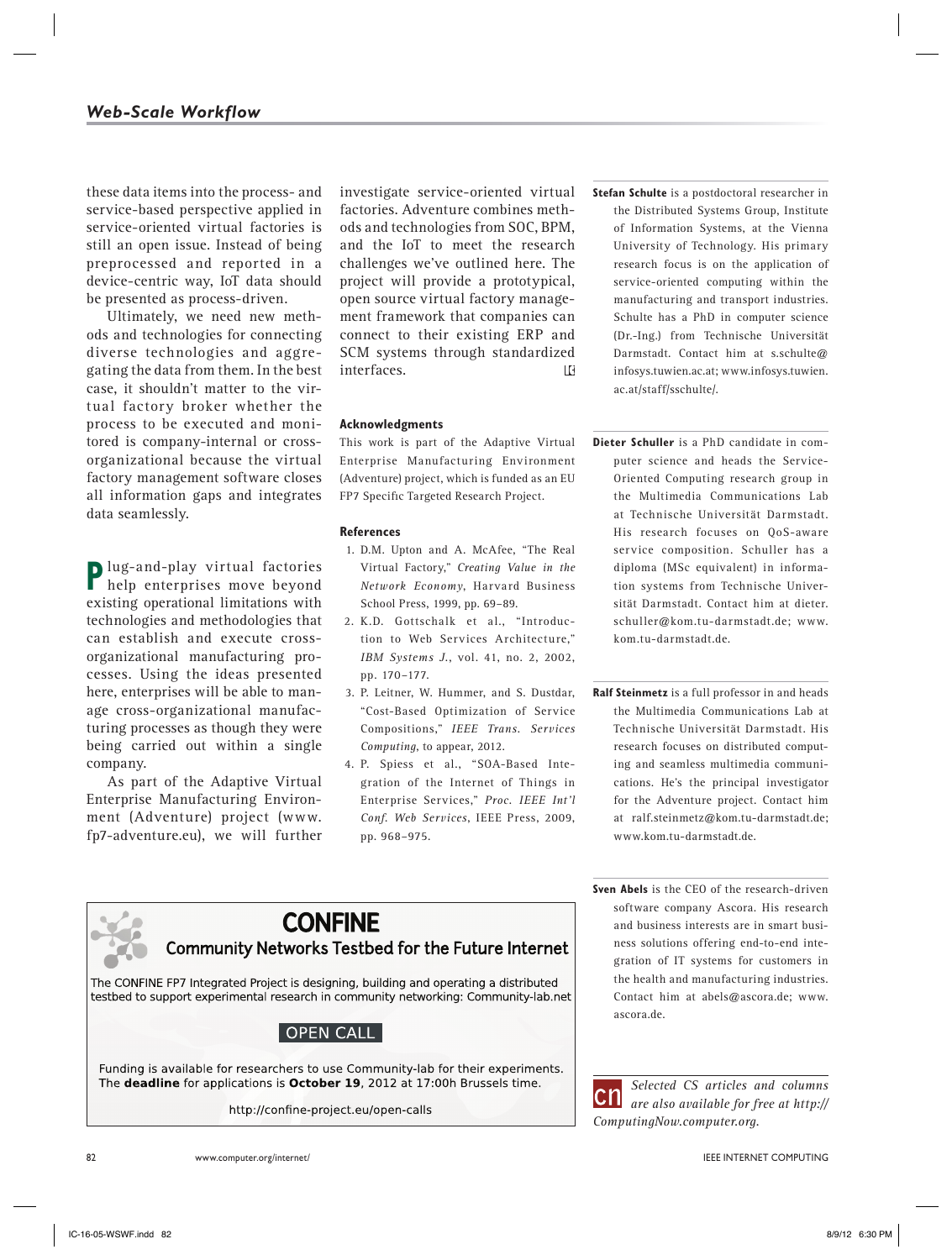these data items into the process- and service-based perspective applied in service-oriented virtual factories is still an open issue. Instead of being preprocessed and reported in a device-centric way, IoT data should be presented as process-driven.

Ultimately, we need new methods and technologies for connecting diverse technologies and aggregating the data from them. In the best case, it shouldn't matter to the virtual factory broker whether the process to be executed and monitored is company-internal or cross-organizational because the virtual factory management software closes all information gaps and integrates data seamlessly.

Plug-and-play virtual factories help enterprises move beyond existing operational limitations with technologies and methodologies that can establish and execute cross-organizational manufacturing processes. Using the ideas presented here, enterprises will be able to manage cross-organizational manufacturing processes as though they were being carried out within a single company.

As part of the Adaptive Virtual Enterprise Manufacturing Environment (Adventure) project (www.fp7-adventure.eu), we will further investigate service-oriented virtual factories. Adventure combines methods and technologies from SOC, BPM, and the IoT to meet the research challenges we've outlined here. The project will provide a prototypical, open source virtual factory management framework that companies can connect to their existing ERP and SCM systems through standardized interfaces.

### Acknowledgments

This work is part of the Adaptive Virtual Enterprise Manufacturing Environment (Adventure) project, which is funded as an EU FP7 Specific Targeted Research Project.

### References

1. D.M. Upton and A. McAfee, "The Real Virtual Factory," *Creating Value in the Network Economy*, Harvard Business School Press, 1999, pp. 69–89.
2. K.D. Gottschalk et al., "Introduction to Web Services Architecture," *IBM Systems J.*, vol. 41, no. 2, 2002, pp. 170–177.
3. P. Leitner, W. Hummer, and S. Dustdar, "Cost-Based Optimization of Service Compositions," *IEEE Trans. Services Computing*, to appear, 2012.
4. P. Spiess et al., "SOA-Based Integration of the Internet of Things in Enterprise Services," *Proc. IEEE Int'l Conf. Web Services*, IEEE Press, 2009, pp. 968–975.

**Stefan Schulte** is a postdoctoral researcher in the Distributed Systems Group, Institute of Information Systems, at the Vienna University of Technology. His primary research focus is on the application of service-oriented computing within the manufacturing and transport industries. Schulte has a PhD in computer science (Dr.-Ing.) from Technische Universität Darmstadt. Contact him at s.schulte@infosys.tuwien.ac.at; www.infosys.tuwien.ac.at/staff/sschulte/.

**Dieter Schuller** is a PhD candidate in computer science and heads the Service-Oriented Computing research group in the Multimedia Communications Lab at Technische Universität Darmstadt. His research focuses on QoS-aware service composition. Schuller has a diploma (MSc equivalent) in information systems from Technische Universität Darmstadt. Contact him at dieter.schuller@kom.tu-darmstadt.de; www.kom.tu-darmstadt.de.

**Ralf Steinmetz** is a full professor in and heads the Multimedia Communications Lab at Technische Universität Darmstadt. His research focuses on distributed computing and seamless multimedia communications. He's the principal investigator for the Adventure project. Contact him at ralf.steinmetz@kom.tu-darmstadt.de; www.kom.tu-darmstadt.de.

**Sven Abels** is the CEO of the research-driven software company Ascora. His research and business interests are in smart business solutions offering end-to-end integration of IT systems for customers in the health and manufacturing industries. Contact him at abels@ascora.de; www.ascora.de.

*Selected CS articles and columns are also available for free at http://ComputingNow.computer.org.*

**CONFINE**

Community Networks Testbed for the Future Internet

The CONFINE FP7 Integrated Project is designing, building and operating a distributed testbed to support experimental research in community networking: Community-lab.net

OPEN CALL

Funding is available for researchers to use Community-lab for their experiments. The **deadline** for applications is **October 19**, 2012 at 17:00h Brussels time.

http://confine-project.eu/open-calls